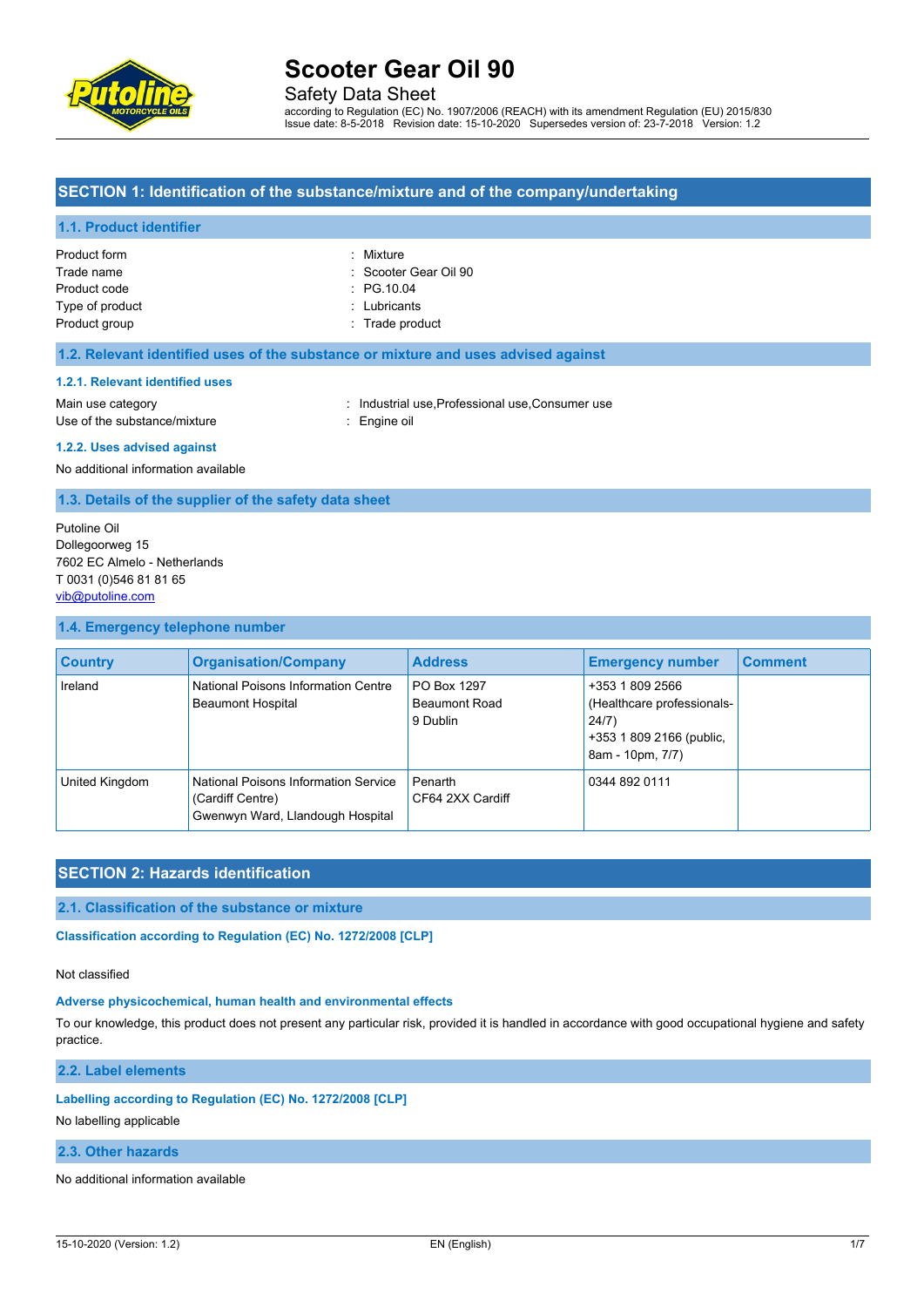# Scooter Gear Oil 90

Safety Data Sheet

according to Regulation (EC) No. 1907/2006 (REACH) with its amendment Regulation (EU) 2015/830
Issue date: 8-5-2018 Revision date: 15-10-2020 Supersedes version of: 23-7-2018 Version: 1.2

## SECTION 1: Identification of the substance/mixture and of the company/undertaking

### 1.1. Product identifier

| | |
|---|---|
| Product form | : Mixture |
| Trade name | : Scooter Gear Oil 90 |
| Product code | : PG.10.04 |
| Type of product | : Lubricants |
| Product group | : Trade product |

### 1.2. Relevant identified uses of the substance or mixture and uses advised against

#### 1.2.1. Relevant identified uses

| | |
|---|---|
| Main use category | : Industrial use,Professional use,Consumer use |
| Use of the substance/mixture | : Engine oil |

#### 1.2.2. Uses advised against

No additional information available

### 1.3. Details of the supplier of the safety data sheet

Putoline Oil
Dollegoorweg 15
7602 EC Almelo - Netherlands
T 0031 (0)546 81 81 65
vib@putoline.com

### 1.4. Emergency telephone number

| Country | Organisation/Company | Address | Emergency number | Comment |
|---|---|---|---|---|
| Ireland | National Poisons Information Centre Beaumont Hospital | PO Box 1297 Beaumont Road 9 Dublin | +353 1 809 2566 (Healthcare professionals-24/7) +353 1 809 2166 (public, 8am - 10pm, 7/7) | |
| United Kingdom | National Poisons Information Service (Cardiff Centre) Gwenwyn Ward, Llandough Hospital | Penarth CF64 2XX Cardiff | 0344 892 0111 | |

## SECTION 2: Hazards identification

### 2.1. Classification of the substance or mixture

#### Classification according to Regulation (EC) No. 1272/2008 [CLP]

Not classified

#### Adverse physicochemical, human health and environmental effects

To our knowledge, this product does not present any particular risk, provided it is handled in accordance with good occupational hygiene and safety practice.

### 2.2. Label elements

#### Labelling according to Regulation (EC) No. 1272/2008 [CLP]

No labelling applicable

### 2.3. Other hazards

No additional information available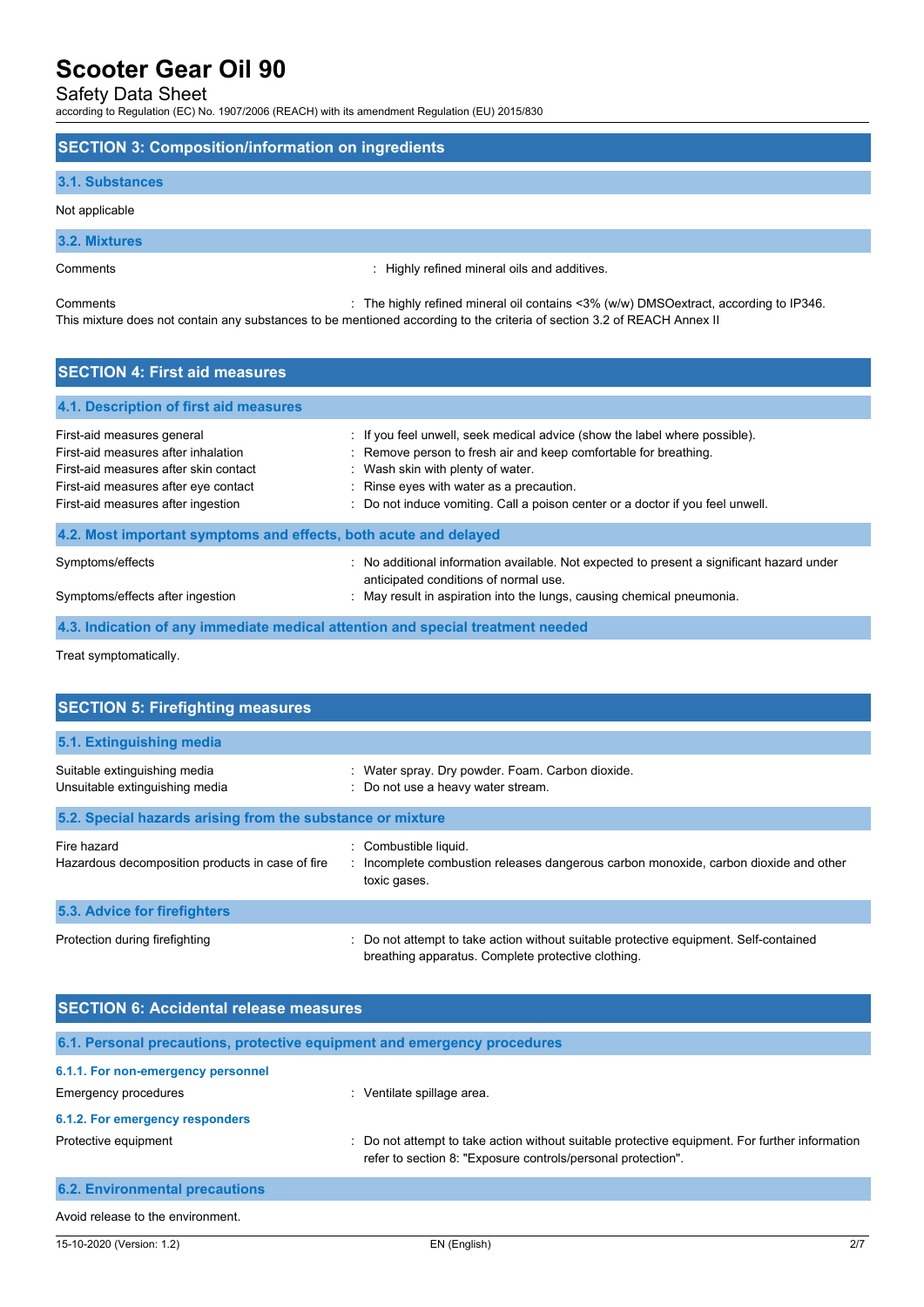## SECTION 3: Composition/information on ingredients

### 3.1. Substances

Not applicable

### 3.2. Mixtures

Comments : Highly refined mineral oils and additives.

Comments : The highly refined mineral oil contains <3% (w/w) DMSOextract, according to IP346.
This mixture does not contain any substances to be mentioned according to the criteria of section 3.2 of REACH Annex II

## SECTION 4: First aid measures

### 4.1. Description of first aid measures

First-aid measures general : If you feel unwell, seek medical advice (show the label where possible).
First-aid measures after inhalation : Remove person to fresh air and keep comfortable for breathing.
First-aid measures after skin contact : Wash skin with plenty of water.
First-aid measures after eye contact : Rinse eyes with water as a precaution.
First-aid measures after ingestion : Do not induce vomiting. Call a poison center or a doctor if you feel unwell.

### 4.2. Most important symptoms and effects, both acute and delayed

Symptoms/effects : No additional information available. Not expected to present a significant hazard under anticipated conditions of normal use.
Symptoms/effects after ingestion : May result in aspiration into the lungs, causing chemical pneumonia.

### 4.3. Indication of any immediate medical attention and special treatment needed

Treat symptomatically.

## SECTION 5: Firefighting measures

### 5.1. Extinguishing media

Suitable extinguishing media : Water spray. Dry powder. Foam. Carbon dioxide.
Unsuitable extinguishing media : Do not use a heavy water stream.

### 5.2. Special hazards arising from the substance or mixture

Fire hazard : Combustible liquid.
Hazardous decomposition products in case of fire : Incomplete combustion releases dangerous carbon monoxide, carbon dioxide and other toxic gases.

### 5.3. Advice for firefighters

Protection during firefighting : Do not attempt to take action without suitable protective equipment. Self-contained breathing apparatus. Complete protective clothing.

## SECTION 6: Accidental release measures

### 6.1. Personal precautions, protective equipment and emergency procedures

#### 6.1.1. For non-emergency personnel

Emergency procedures : Ventilate spillage area.

#### 6.1.2. For emergency responders

Protective equipment : Do not attempt to take action without suitable protective equipment. For further information refer to section 8: "Exposure controls/personal protection".

### 6.2. Environmental precautions

Avoid release to the environment.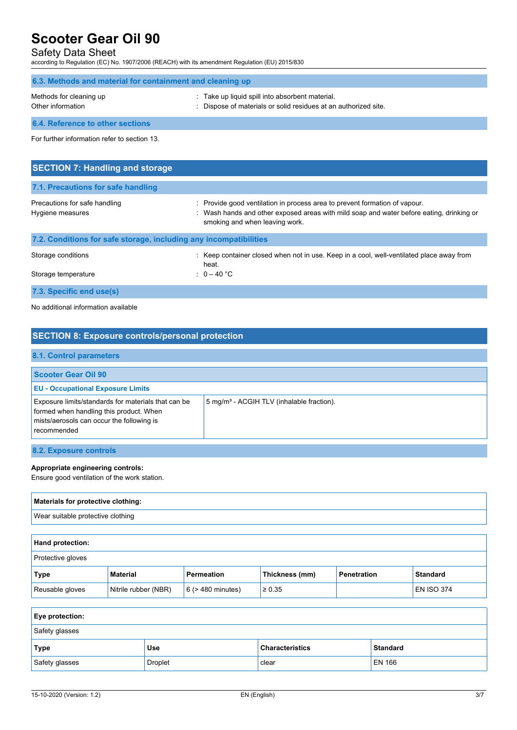### 6.3. Methods and material for containment and cleaning up

Methods for cleaning up : Take up liquid spill into absorbent material.

Other information : Dispose of materials or solid residues at an authorized site.

### 6.4. Reference to other sections

For further information refer to section 13.

## SECTION 7: Handling and storage

### 7.1. Precautions for safe handling

Precautions for safe handling : Provide good ventilation in process area to prevent formation of vapour.

Hygiene measures : Wash hands and other exposed areas with mild soap and water before eating, drinking or smoking and when leaving work.

### 7.2. Conditions for safe storage, including any incompatibilities

Storage conditions : Keep container closed when not in use. Keep in a cool, well-ventilated place away from heat.

Storage temperature : 0 – 40 °C

### 7.3. Specific end use(s)

No additional information available

## SECTION 8: Exposure controls/personal protection

### 8.1. Control parameters

| Scooter Gear Oil 90 | |
|---|---|
| **EU - Occupational Exposure Limits** | |
| Exposure limits/standards for materials that can be formed when handling this product. When mists/aerosols can occur the following is recommended | 5 mg/m³ - ACGIH TLV (inhalable fraction). |

### 8.2. Exposure controls

**Appropriate engineering controls:**
Ensure good ventilation of the work station.

| Materials for protective clothing: |
|---|
| Wear suitable protective clothing |

**Hand protection:**

Protective gloves

| Type | Material | Permeation | Thickness (mm) | Penetration | Standard |
|---|---|---|---|---|---|
| Reusable gloves | Nitrile rubber (NBR) | 6 (> 480 minutes) | ≥ 0.35 | | EN ISO 374 |

**Eye protection:**

Safety glasses

| Type | Use | Characteristics | Standard |
|---|---|---|---|
| Safety glasses | Droplet | clear | EN 166 |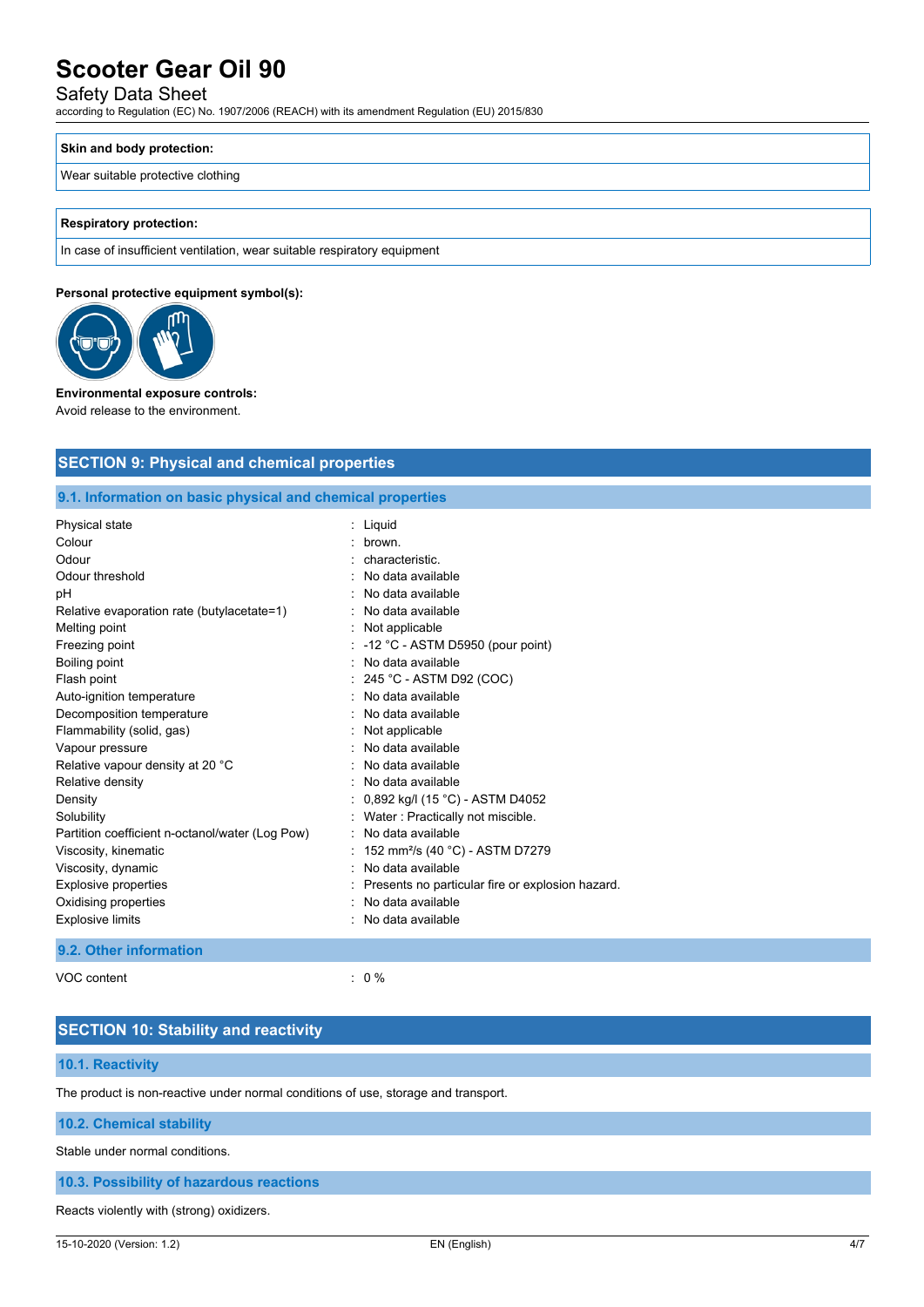**Skin and body protection:**

Wear suitable protective clothing

**Respiratory protection:**

In case of insufficient ventilation, wear suitable respiratory equipment

**Personal protective equipment symbol(s):**

**Environmental exposure controls:**

Avoid release to the environment.

## SECTION 9: Physical and chemical properties

### 9.1. Information on basic physical and chemical properties

| | |
|---|---|
| Physical state | : Liquid |
| Colour | : brown. |
| Odour | : characteristic. |
| Odour threshold | : No data available |
| pH | : No data available |
| Relative evaporation rate (butylacetate=1) | : No data available |
| Melting point | : Not applicable |
| Freezing point | : -12 °C - ASTM D5950 (pour point) |
| Boiling point | : No data available |
| Flash point | : 245 °C - ASTM D92 (COC) |
| Auto-ignition temperature | : No data available |
| Decomposition temperature | : No data available |
| Flammability (solid, gas) | : Not applicable |
| Vapour pressure | : No data available |
| Relative vapour density at 20 °C | : No data available |
| Relative density | : No data available |
| Density | : 0,892 kg/l (15 °C) - ASTM D4052 |
| Solubility | : Water : Practically not miscible. |
| Partition coefficient n-octanol/water (Log Pow) | : No data available |
| Viscosity, kinematic | : 152 mm²/s (40 °C) - ASTM D7279 |
| Viscosity, dynamic | : No data available |
| Explosive properties | : Presents no particular fire or explosion hazard. |
| Oxidising properties | : No data available |
| Explosive limits | : No data available |

### 9.2. Other information

| | |
|---|---|
| VOC content | : 0 % |

## SECTION 10: Stability and reactivity

### 10.1. Reactivity

The product is non-reactive under normal conditions of use, storage and transport.

### 10.2. Chemical stability

Stable under normal conditions.

### 10.3. Possibility of hazardous reactions

Reacts violently with (strong) oxidizers.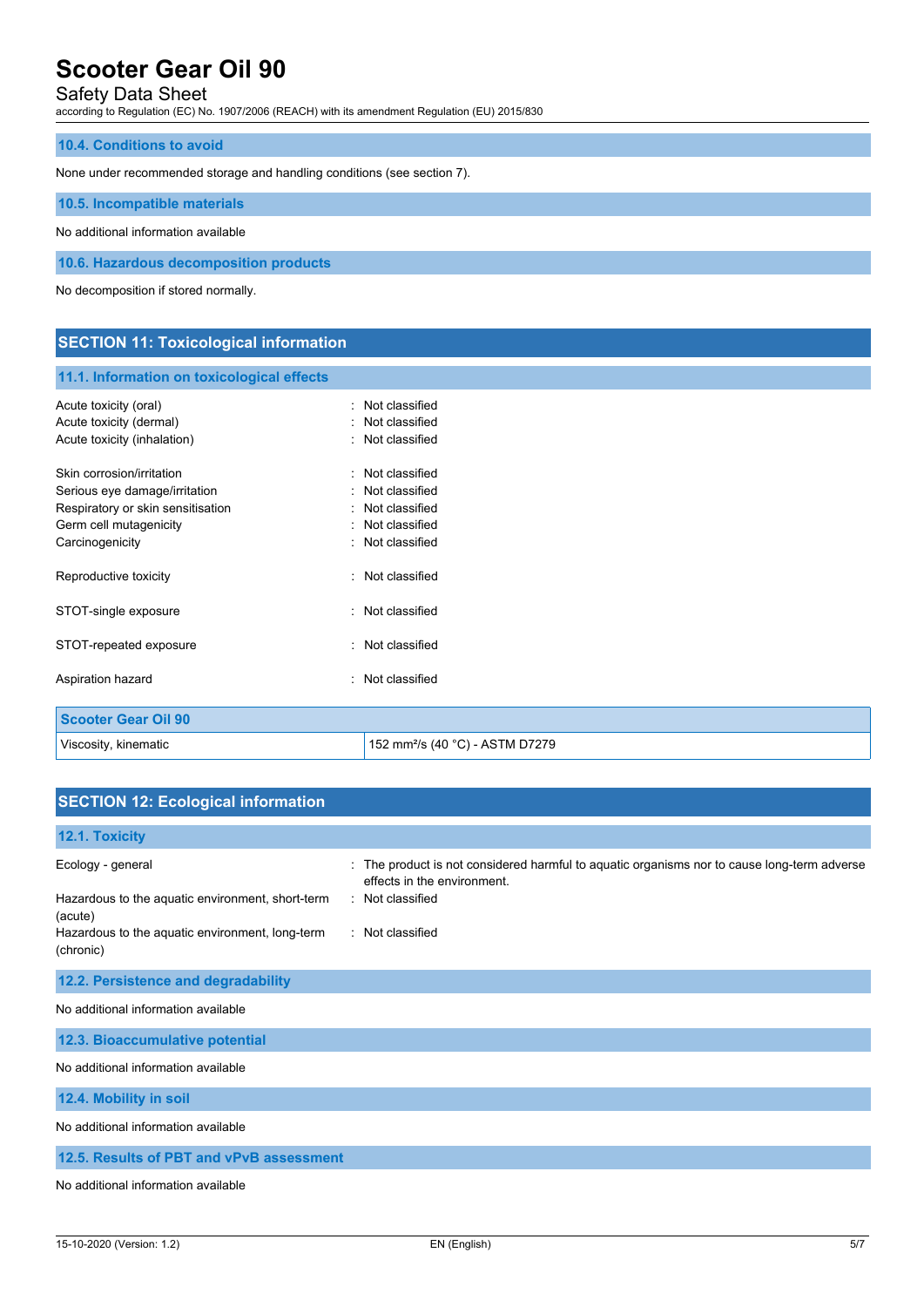### 10.4. Conditions to avoid

None under recommended storage and handling conditions (see section 7).

### 10.5. Incompatible materials

No additional information available

### 10.6. Hazardous decomposition products

No decomposition if stored normally.

## SECTION 11: Toxicological information

### 11.1. Information on toxicological effects

Acute toxicity (oral) : Not classified
Acute toxicity (dermal) : Not classified
Acute toxicity (inhalation) : Not classified

Skin corrosion/irritation : Not classified
Serious eye damage/irritation : Not classified
Respiratory or skin sensitisation : Not classified
Germ cell mutagenicity : Not classified
Carcinogenicity : Not classified

Reproductive toxicity : Not classified

STOT-single exposure : Not classified

STOT-repeated exposure : Not classified

Aspiration hazard : Not classified

| Scooter Gear Oil 90 | |
|---|---|
| Viscosity, kinematic | 152 $mm^2/s$ (40 °C) - ASTM D7279 |

## SECTION 12: Ecological information

### 12.1. Toxicity

Ecology - general : The product is not considered harmful to aquatic organisms nor to cause long-term adverse effects in the environment.
Hazardous to the aquatic environment, short-term (acute) : Not classified
Hazardous to the aquatic environment, long-term (chronic) : Not classified

### 12.2. Persistence and degradability

No additional information available

### 12.3. Bioaccumulative potential

No additional information available

### 12.4. Mobility in soil

No additional information available

### 12.5. Results of PBT and vPvB assessment

No additional information available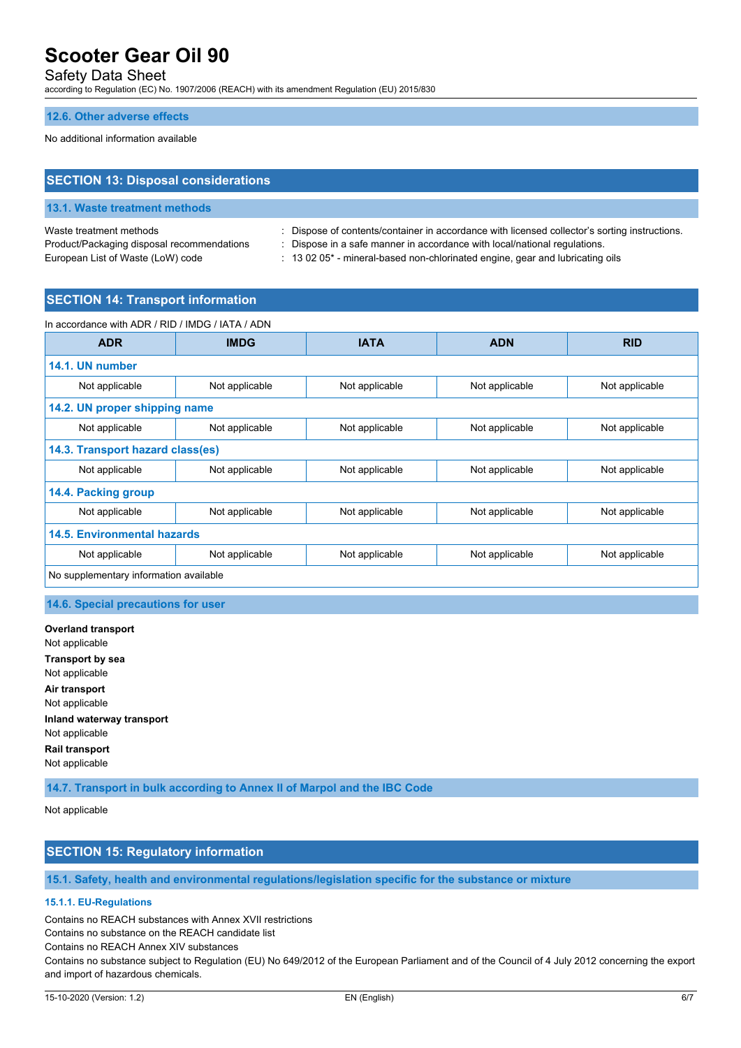### 12.6. Other adverse effects

No additional information available

## SECTION 13: Disposal considerations

### 13.1. Waste treatment methods

Waste treatment methods : Dispose of contents/container in accordance with licensed collector's sorting instructions.
Product/Packaging disposal recommendations : Dispose in a safe manner in accordance with local/national regulations.
European List of Waste (LoW) code : 13 02 05* - mineral-based non-chlorinated engine, gear and lubricating oils

## SECTION 14: Transport information

In accordance with ADR / RID / IMDG / IATA / ADN

| ADR | IMDG | IATA | ADN | RID |
|---|---|---|---|---|
| **14.1. UN number** | | | | |
| Not applicable | Not applicable | Not applicable | Not applicable | Not applicable |
| **14.2. UN proper shipping name** | | | | |
| Not applicable | Not applicable | Not applicable | Not applicable | Not applicable |
| **14.3. Transport hazard class(es)** | | | | |
| Not applicable | Not applicable | Not applicable | Not applicable | Not applicable |
| **14.4. Packing group** | | | | |
| Not applicable | Not applicable | Not applicable | Not applicable | Not applicable |
| **14.5. Environmental hazards** | | | | |
| Not applicable | Not applicable | Not applicable | Not applicable | Not applicable |
| No supplementary information available | | | | |

### 14.6. Special precautions for user

**Overland transport**
Not applicable
**Transport by sea**
Not applicable
**Air transport**
Not applicable
**Inland waterway transport**
Not applicable
**Rail transport**
Not applicable

### 14.7. Transport in bulk according to Annex II of Marpol and the IBC Code

Not applicable

## SECTION 15: Regulatory information

### 15.1. Safety, health and environmental regulations/legislation specific for the substance or mixture

#### 15.1.1. EU-Regulations

Contains no REACH substances with Annex XVII restrictions
Contains no substance on the REACH candidate list
Contains no REACH Annex XIV substances
Contains no substance subject to Regulation (EU) No 649/2012 of the European Parliament and of the Council of 4 July 2012 concerning the export and import of hazardous chemicals.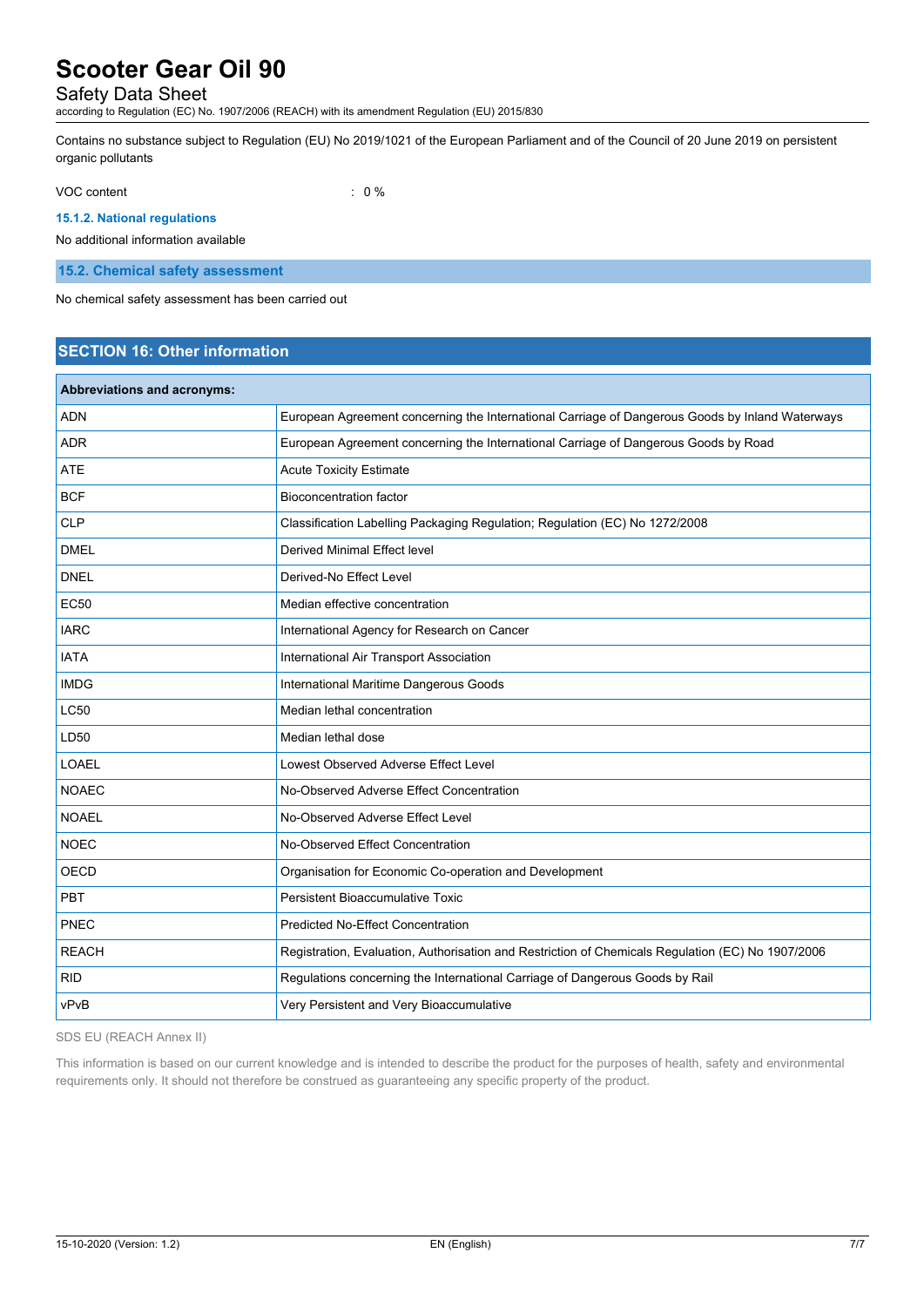Contains no substance subject to Regulation (EU) No 2019/1021 of the European Parliament and of the Council of 20 June 2019 on persistent organic pollutants

VOC content : 0 %

#### 15.1.2. National regulations

No additional information available

### 15.2. Chemical safety assessment

No chemical safety assessment has been carried out

## SECTION 16: Other information

| Abbreviations and acronyms: | |
|---|---|
| ADN | European Agreement concerning the International Carriage of Dangerous Goods by Inland Waterways |
| ADR | European Agreement concerning the International Carriage of Dangerous Goods by Road |
| ATE | Acute Toxicity Estimate |
| BCF | Bioconcentration factor |
| CLP | Classification Labelling Packaging Regulation; Regulation (EC) No 1272/2008 |
| DMEL | Derived Minimal Effect level |
| DNEL | Derived-No Effect Level |
| EC50 | Median effective concentration |
| IARC | International Agency for Research on Cancer |
| IATA | International Air Transport Association |
| IMDG | International Maritime Dangerous Goods |
| LC50 | Median lethal concentration |
| LD50 | Median lethal dose |
| LOAEL | Lowest Observed Adverse Effect Level |
| NOAEC | No-Observed Adverse Effect Concentration |
| NOAEL | No-Observed Adverse Effect Level |
| NOEC | No-Observed Effect Concentration |
| OECD | Organisation for Economic Co-operation and Development |
| PBT | Persistent Bioaccumulative Toxic |
| PNEC | Predicted No-Effect Concentration |
| REACH | Registration, Evaluation, Authorisation and Restriction of Chemicals Regulation (EC) No 1907/2006 |
| RID | Regulations concerning the International Carriage of Dangerous Goods by Rail |
| vPvB | Very Persistent and Very Bioaccumulative |

SDS EU (REACH Annex II)

This information is based on our current knowledge and is intended to describe the product for the purposes of health, safety and environmental requirements only. It should not therefore be construed as guaranteeing any specific property of the product.